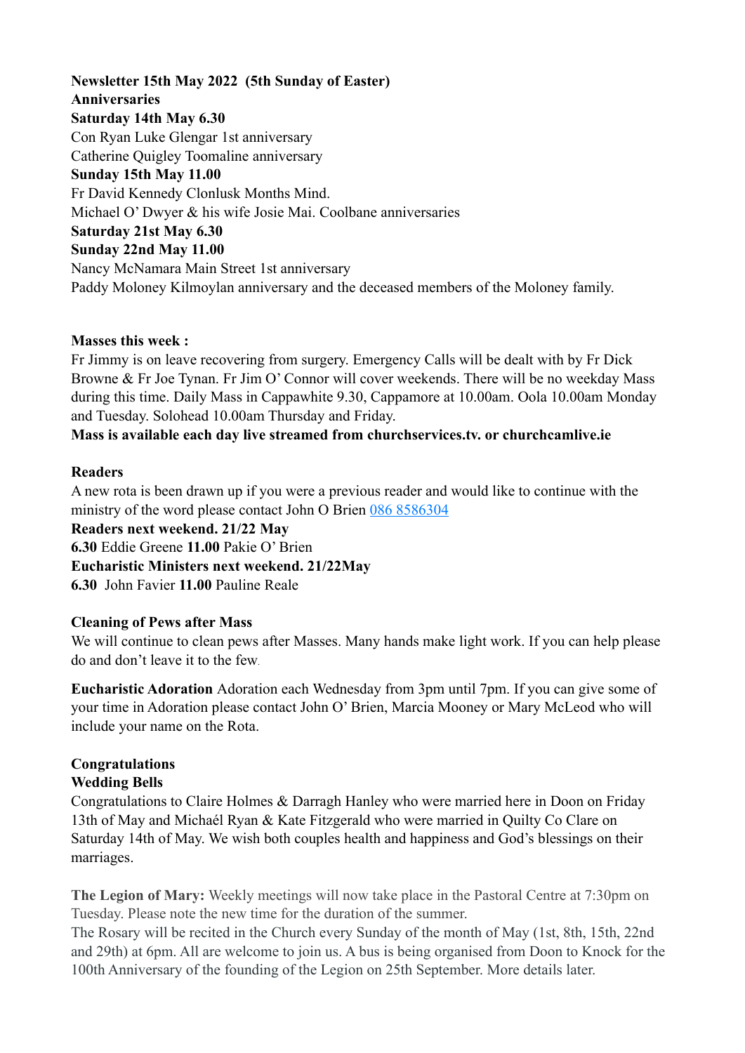**Newsletter 15th May 2022 (5th Sunday of Easter)**
**Anniversaries**
**Saturday 14th May 6.30**
Con Ryan Luke Glengar 1st anniversary
Catherine Quigley Toomaline anniversary
**Sunday 15th May 11.00**
Fr David Kennedy Clonlusk Months Mind.
Michael O' Dwyer & his wife Josie Mai. Coolbane anniversaries
**Saturday 21st May 6.30**
**Sunday 22nd May 11.00**
Nancy McNamara Main Street 1st anniversary
Paddy Moloney Kilmoylan anniversary and the deceased members of the Moloney family.

**Masses this week :**
Fr Jimmy is on leave recovering from surgery. Emergency Calls will be dealt with by Fr Dick Browne & Fr Joe Tynan. Fr Jim O' Connor will cover weekends. There will be no weekday Mass during this time. Daily Mass in Cappawhite 9.30, Cappamore at 10.00am. Oola 10.00am Monday and Tuesday. Solohead 10.00am Thursday and Friday.
**Mass is available each day live streamed from churchservices.tv. or churchcamlive.ie**

**Readers**
A new rota is been drawn up if you were a previous reader and would like to continue with the ministry of the word please contact John O Brien 086 8586304
**Readers next weekend. 21/22 May**
**6.30** Eddie Greene **11.00** Pakie O' Brien
**Eucharistic Ministers next weekend. 21/22May**
**6.30** John Favier **11.00** Pauline Reale

**Cleaning of Pews after Mass**
We will continue to clean pews after Masses. Many hands make light work. If you can help please do and don't leave it to the few.

**Eucharistic Adoration** Adoration each Wednesday from 3pm until 7pm. If you can give some of your time in Adoration please contact John O' Brien, Marcia Mooney or Mary McLeod who will include your name on the Rota.

**Congratulations**
**Wedding Bells**
Congratulations to Claire Holmes & Darragh Hanley who were married here in Doon on Friday 13th of May and Michaél Ryan & Kate Fitzgerald who were married in Quilty Co Clare on Saturday 14th of May. We wish both couples health and happiness and God's blessings on their marriages.

**The Legion of Mary:** Weekly meetings will now take place in the Pastoral Centre at 7:30pm on Tuesday. Please note the new time for the duration of the summer.
The Rosary will be recited in the Church every Sunday of the month of May (1st, 8th, 15th, 22nd and 29th) at 6pm. All are welcome to join us. A bus is being organised from Doon to Knock for the 100th Anniversary of the founding of the Legion on 25th September. More details later.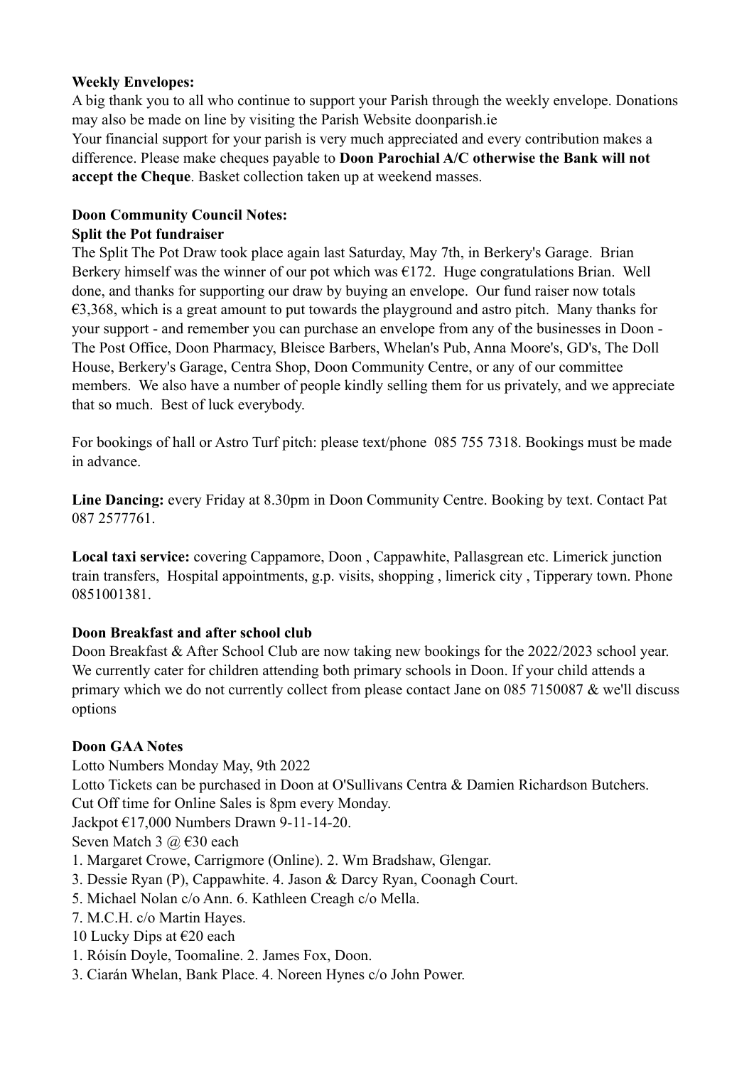**Weekly Envelopes:**

A big thank you to all who continue to support your Parish through the weekly envelope. Donations may also be made on line by visiting the Parish Website doonparish.ie

Your financial support for your parish is very much appreciated and every contribution makes a difference. Please make cheques payable to **Doon Parochial A/C otherwise the Bank will not accept the Cheque**. Basket collection taken up at weekend masses.

**Doon Community Council Notes:**

**Split the Pot fundraiser**

The Split The Pot Draw took place again last Saturday, May 7th, in Berkery's Garage. Brian Berkery himself was the winner of our pot which was €172. Huge congratulations Brian. Well done, and thanks for supporting our draw by buying an envelope. Our fund raiser now totals €3,368, which is a great amount to put towards the playground and astro pitch. Many thanks for your support - and remember you can purchase an envelope from any of the businesses in Doon - The Post Office, Doon Pharmacy, Bleisce Barbers, Whelan's Pub, Anna Moore's, GD's, The Doll House, Berkery's Garage, Centra Shop, Doon Community Centre, or any of our committee members. We also have a number of people kindly selling them for us privately, and we appreciate that so much. Best of luck everybody.

For bookings of hall or Astro Turf pitch: please text/phone 085 755 7318. Bookings must be made in advance.

**Line Dancing:** every Friday at 8.30pm in Doon Community Centre. Booking by text. Contact Pat 087 2577761.

**Local taxi service:** covering Cappamore, Doon , Cappawhite, Pallasgrean etc. Limerick junction train transfers, Hospital appointments, g.p. visits, shopping , limerick city , Tipperary town. Phone 0851001381.

**Doon Breakfast and after school club**

Doon Breakfast & After School Club are now taking new bookings for the 2022/2023 school year. We currently cater for children attending both primary schools in Doon. If your child attends a primary which we do not currently collect from please contact Jane on 085 7150087 & we'll discuss options

**Doon GAA Notes**

Lotto Numbers Monday May, 9th 2022

Lotto Tickets can be purchased in Doon at O'Sullivans Centra & Damien Richardson Butchers.

Cut Off time for Online Sales is 8pm every Monday.

Jackpot €17,000 Numbers Drawn 9-11-14-20.

Seven Match 3 @ €30 each

1. Margaret Crowe, Carrigmore (Online). 2. Wm Bradshaw, Glengar.
3. Dessie Ryan (P), Cappawhite. 4. Jason & Darcy Ryan, Coonagh Court.
5. Michael Nolan c/o Ann. 6. Kathleen Creagh c/o Mella.
7. M.C.H. c/o Martin Hayes.

10 Lucky Dips at €20 each

1. Róisín Doyle, Toomaline. 2. James Fox, Doon.
3. Ciarán Whelan, Bank Place. 4. Noreen Hynes c/o John Power.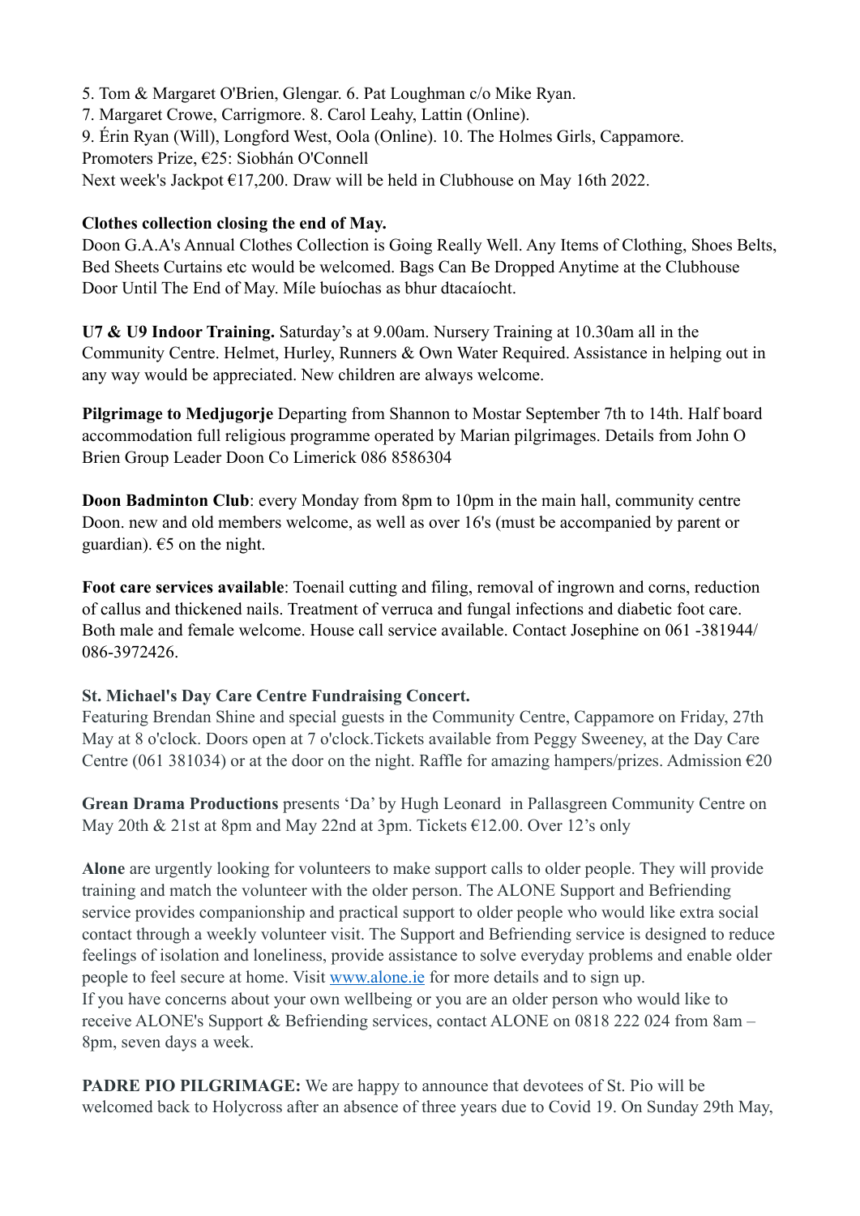5. Tom & Margaret O'Brien, Glengar. 6. Pat Loughman c/o Mike Ryan.
7. Margaret Crowe, Carrigmore. 8. Carol Leahy, Lattin (Online).
9. Érin Ryan (Will), Longford West, Oola (Online). 10. The Holmes Girls, Cappamore.
Promoters Prize, €25: Siobhán O'Connell
Next week's Jackpot €17,200. Draw will be held in Clubhouse on May 16th 2022.

**Clothes collection closing the end of May.**
Doon G.A.A's Annual Clothes Collection is Going Really Well. Any Items of Clothing, Shoes Belts, Bed Sheets Curtains etc would be welcomed. Bags Can Be Dropped Anytime at the Clubhouse Door Until The End of May. Míle buíochas as bhur dtacaíocht.

**U7 & U9 Indoor Training.** Saturday's at 9.00am. Nursery Training at 10.30am all in the Community Centre. Helmet, Hurley, Runners & Own Water Required. Assistance in helping out in any way would be appreciated. New children are always welcome.

**Pilgrimage to Medjugorje** Departing from Shannon to Mostar September 7th to 14th. Half board accommodation full religious programme operated by Marian pilgrimages. Details from John O Brien Group Leader Doon Co Limerick 086 8586304

**Doon Badminton Club**: every Monday from 8pm to 10pm in the main hall, community centre Doon. new and old members welcome, as well as over 16's (must be accompanied by parent or guardian). €5 on the night.

**Foot care services available**: Toenail cutting and filing, removal of ingrown and corns, reduction of callus and thickened nails. Treatment of verruca and fungal infections and diabetic foot care. Both male and female welcome. House call service available. Contact Josephine on 061 -381944/ 086-3972426.

**St. Michael's Day Care Centre Fundraising Concert.**
Featuring Brendan Shine and special guests in the Community Centre, Cappamore on Friday, 27th May at 8 o'clock. Doors open at 7 o'clock.Tickets available from Peggy Sweeney, at the Day Care Centre (061 381034) or at the door on the night. Raffle for amazing hampers/prizes. Admission €20

**Grean Drama Productions** presents 'Da' by Hugh Leonard in Pallasgreen Community Centre on May 20th & 21st at 8pm and May 22nd at 3pm. Tickets €12.00. Over 12's only

**Alone** are urgently looking for volunteers to make support calls to older people. They will provide training and match the volunteer with the older person. The ALONE Support and Befriending service provides companionship and practical support to older people who would like extra social contact through a weekly volunteer visit. The Support and Befriending service is designed to reduce feelings of isolation and loneliness, provide assistance to solve everyday problems and enable older people to feel secure at home. Visit [www.alone.ie](http://www.alone.ie) for more details and to sign up.
If you have concerns about your own wellbeing or you are an older person who would like to receive ALONE's Support & Befriending services, contact ALONE on 0818 222 024 from 8am – 8pm, seven days a week.

**PADRE PIO PILGRIMAGE:** We are happy to announce that devotees of St. Pio will be welcomed back to Holycross after an absence of three years due to Covid 19. On Sunday 29th May,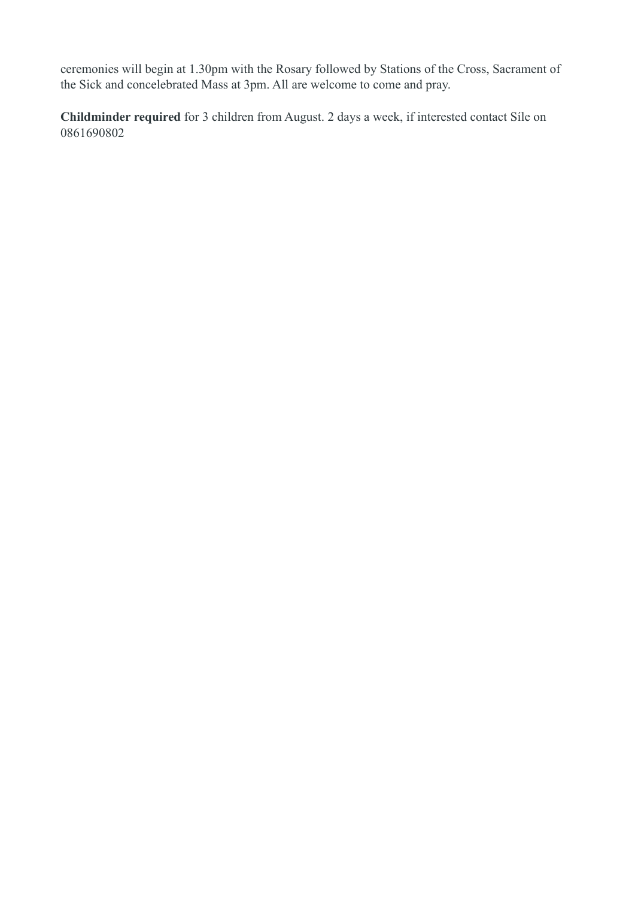ceremonies will begin at 1.30pm with the Rosary followed by Stations of the Cross, Sacrament of the Sick and concelebrated Mass at 3pm. All are welcome to come and pray.

**Childminder required** for 3 children from August. 2 days a week, if interested contact Síle on 0861690802